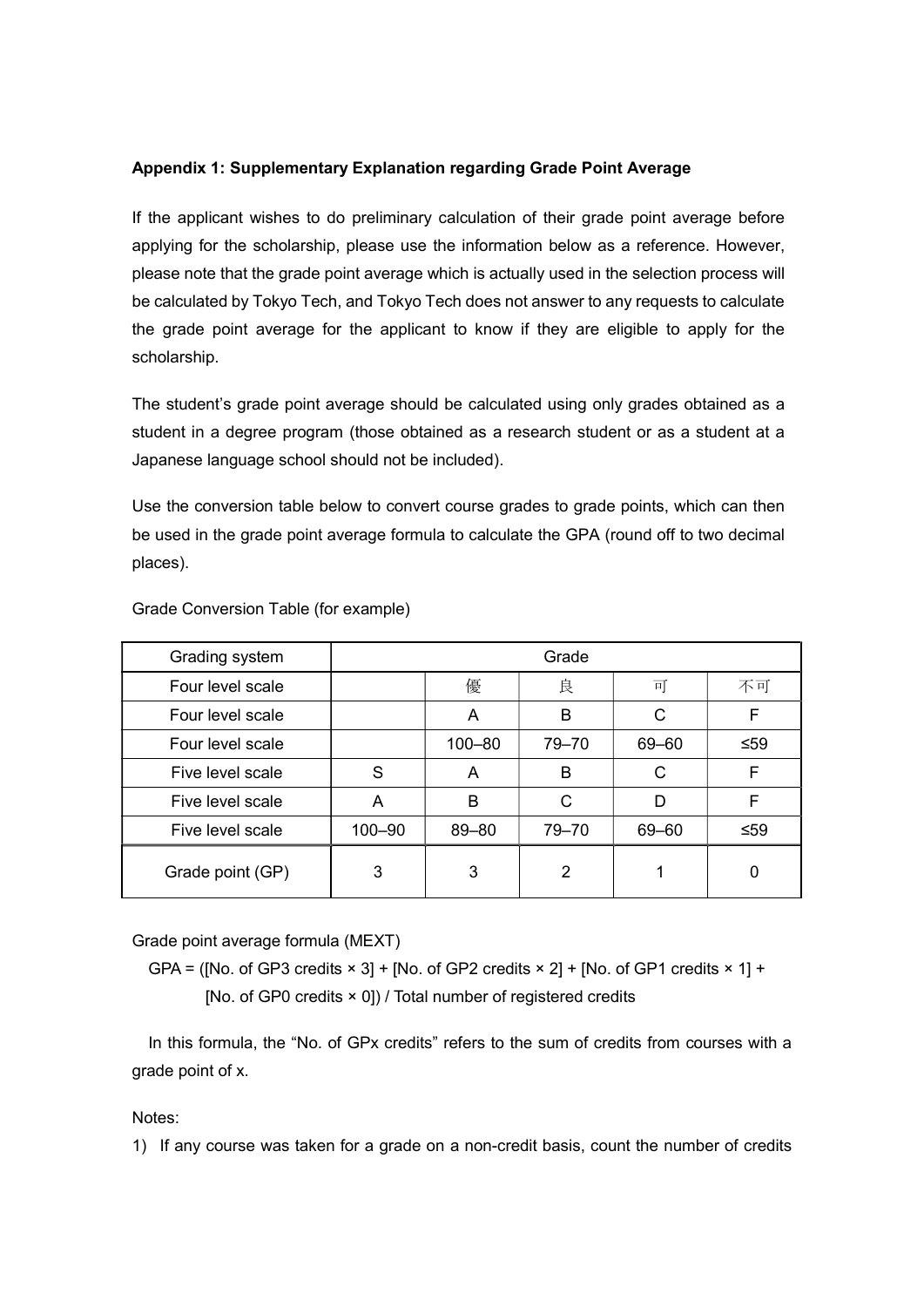**Appendix 1: Supplementary Explanation regarding Grade Point Average**

If the applicant wishes to do preliminary calculation of their grade point average before applying for the scholarship, please use the information below as a reference. However, please note that the grade point average which is actually used in the selection process will be calculated by Tokyo Tech, and Tokyo Tech does not answer to any requests to calculate the grade point average for the applicant to know if they are eligible to apply for the scholarship.

The student's grade point average should be calculated using only grades obtained as a student in a degree program (those obtained as a research student or as a student at a Japanese language school should not be included).

Use the conversion table below to convert course grades to grade points, which can then be used in the grade point average formula to calculate the GPA (round off to two decimal places).

Grade Conversion Table (for example)

| Grading system | Grade | | | | |
|---|---|---|---|---|---|
| Four level scale | | 優 | 良 | 可 | 不可 |
| Four level scale | | A | B | C | F |
| Four level scale | | 100–80 | 79–70 | 69–60 | ≤59 |
| Five level scale | S | A | B | C | F |
| Five level scale | A | B | C | D | F |
| Five level scale | 100–90 | 89–80 | 79–70 | 69–60 | ≤59 |
| Grade point (GP) | 3 | 3 | 2 | 1 | 0 |

Grade point average formula (MEXT)

GPA = ([No. of GP3 credits × 3] + [No. of GP2 credits × 2] + [No. of GP1 credits × 1] + [No. of GP0 credits × 0]) / Total number of registered credits

In this formula, the "No. of GPx credits" refers to the sum of credits from courses with a grade point of x.

Notes:

1) If any course was taken for a grade on a non-credit basis, count the number of credits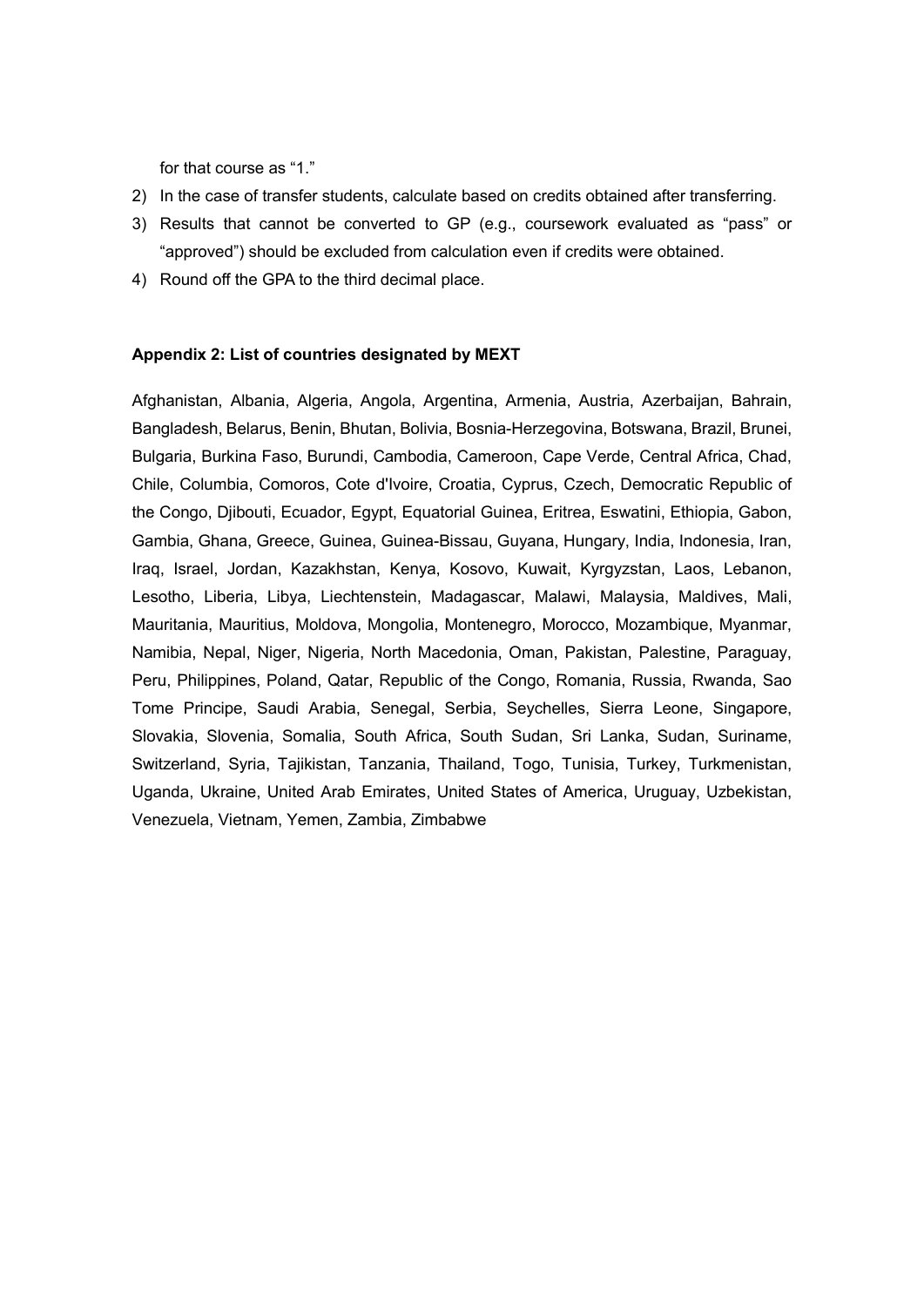for that course as "1."

2) In the case of transfer students, calculate based on credits obtained after transferring.
3) Results that cannot be converted to GP (e.g., coursework evaluated as "pass" or "approved") should be excluded from calculation even if credits were obtained.
4) Round off the GPA to the third decimal place.

**Appendix 2: List of countries designated by MEXT**

Afghanistan, Albania, Algeria, Angola, Argentina, Armenia, Austria, Azerbaijan, Bahrain, Bangladesh, Belarus, Benin, Bhutan, Bolivia, Bosnia-Herzegovina, Botswana, Brazil, Brunei, Bulgaria, Burkina Faso, Burundi, Cambodia, Cameroon, Cape Verde, Central Africa, Chad, Chile, Columbia, Comoros, Cote d'Ivoire, Croatia, Cyprus, Czech, Democratic Republic of the Congo, Djibouti, Ecuador, Egypt, Equatorial Guinea, Eritrea, Eswatini, Ethiopia, Gabon, Gambia, Ghana, Greece, Guinea, Guinea-Bissau, Guyana, Hungary, India, Indonesia, Iran, Iraq, Israel, Jordan, Kazakhstan, Kenya, Kosovo, Kuwait, Kyrgyzstan, Laos, Lebanon, Lesotho, Liberia, Libya, Liechtenstein, Madagascar, Malawi, Malaysia, Maldives, Mali, Mauritania, Mauritius, Moldova, Mongolia, Montenegro, Morocco, Mozambique, Myanmar, Namibia, Nepal, Niger, Nigeria, North Macedonia, Oman, Pakistan, Palestine, Paraguay, Peru, Philippines, Poland, Qatar, Republic of the Congo, Romania, Russia, Rwanda, Sao Tome Principe, Saudi Arabia, Senegal, Serbia, Seychelles, Sierra Leone, Singapore, Slovakia, Slovenia, Somalia, South Africa, South Sudan, Sri Lanka, Sudan, Suriname, Switzerland, Syria, Tajikistan, Tanzania, Thailand, Togo, Tunisia, Turkey, Turkmenistan, Uganda, Ukraine, United Arab Emirates, United States of America, Uruguay, Uzbekistan, Venezuela, Vietnam, Yemen, Zambia, Zimbabwe